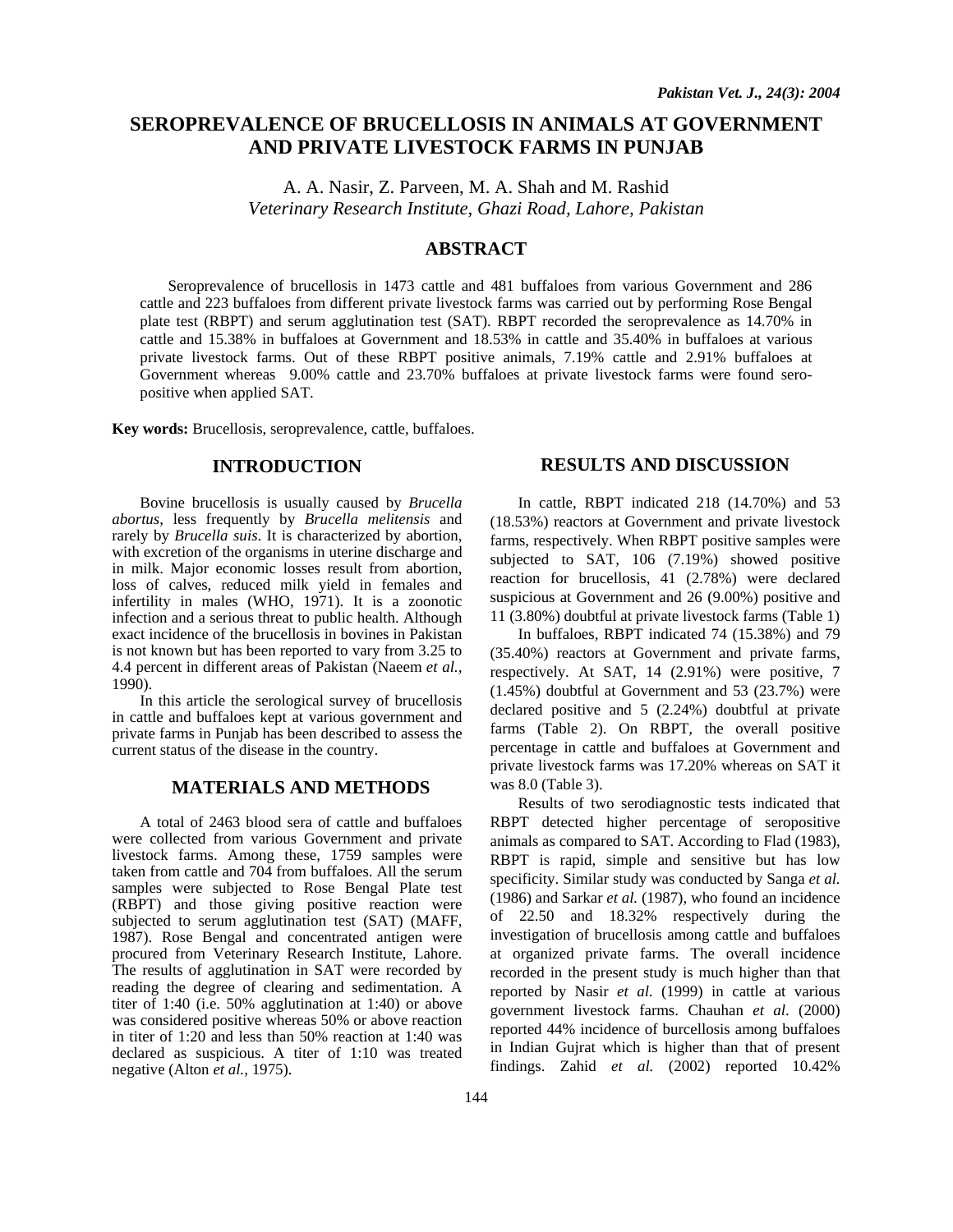# SEROPREVALENCE OF BRUCELLOSIS IN ANIMALS AT GOVERNMENT AND PRIVATE LIVESTOCK FARMS IN PUNJAB

A. A. Nasir, Z. Parveen, M. A. Shah and M. Rashid
*Veterinary Research Institute, Ghazi Road, Lahore, Pakistan*

## ABSTRACT

Seroprevalence of brucellosis in 1473 cattle and 481 buffaloes from various Government and 286 cattle and 223 buffaloes from different private livestock farms was carried out by performing Rose Bengal plate test (RBPT) and serum agglutination test (SAT). RBPT recorded the seroprevalence as 14.70% in cattle and 15.38% in buffaloes at Government and 18.53% in cattle and 35.40% in buffaloes at various private livestock farms. Out of these RBPT positive animals, 7.19% cattle and 2.91% buffaloes at Government whereas 9.00% cattle and 23.70% buffaloes at private livestock farms were found sero-positive when applied SAT.

**Key words:** Brucellosis, seroprevalence, cattle, buffaloes.

## INTRODUCTION

Bovine brucellosis is usually caused by *Brucella abortus*, less frequently by *Brucella melitensis* and rarely by *Brucella suis*. It is characterized by abortion, with excretion of the organisms in uterine discharge and in milk. Major economic losses result from abortion, loss of calves, reduced milk yield in females and infertility in males (WHO, 1971). It is a zoonotic infection and a serious threat to public health. Although exact incidence of the brucellosis in bovines in Pakistan is not known but has been reported to vary from 3.25 to 4.4 percent in different areas of Pakistan (Naeem *et al.*, 1990).

In this article the serological survey of brucellosis in cattle and buffaloes kept at various government and private farms in Punjab has been described to assess the current status of the disease in the country.

## MATERIALS AND METHODS

A total of 2463 blood sera of cattle and buffaloes were collected from various Government and private livestock farms. Among these, 1759 samples were taken from cattle and 704 from buffaloes. All the serum samples were subjected to Rose Bengal Plate test (RBPT) and those giving positive reaction were subjected to serum agglutination test (SAT) (MAFF, 1987). Rose Bengal and concentrated antigen were procured from Veterinary Research Institute, Lahore. The results of agglutination in SAT were recorded by reading the degree of clearing and sedimentation. A titer of 1:40 (i.e. 50% agglutination at 1:40) or above was considered positive whereas 50% or above reaction in titer of 1:20 and less than 50% reaction at 1:40 was declared as suspicious. A titer of 1:10 was treated negative (Alton *et al.*, 1975).

## RESULTS AND DISCUSSION

In cattle, RBPT indicated 218 (14.70%) and 53 (18.53%) reactors at Government and private livestock farms, respectively. When RBPT positive samples were subjected to SAT, 106 (7.19%) showed positive reaction for brucellosis, 41 (2.78%) were declared suspicious at Government and 26 (9.00%) positive and 11 (3.80%) doubtful at private livestock farms (Table 1)

In buffaloes, RBPT indicated 74 (15.38%) and 79 (35.40%) reactors at Government and private farms, respectively. At SAT, 14 (2.91%) were positive, 7 (1.45%) doubtful at Government and 53 (23.7%) were declared positive and 5 (2.24%) doubtful at private farms (Table 2). On RBPT, the overall positive percentage in cattle and buffaloes at Government and private livestock farms was 17.20% whereas on SAT it was 8.0 (Table 3).

Results of two serodiagnostic tests indicated that RBPT detected higher percentage of seropositive animals as compared to SAT. According to Flad (1983), RBPT is rapid, simple and sensitive but has low specificity. Similar study was conducted by Sanga *et al.* (1986) and Sarkar *et al.* (1987), who found an incidence of 22.50 and 18.32% respectively during the investigation of brucellosis among cattle and buffaloes at organized private farms. The overall incidence recorded in the present study is much higher than that reported by Nasir *et al.* (1999) in cattle at various government livestock farms. Chauhan *et al.* (2000) reported 44% incidence of burcellosis among buffaloes in Indian Gujrat which is higher than that of present findings. Zahid *et al.* (2002) reported 10.42%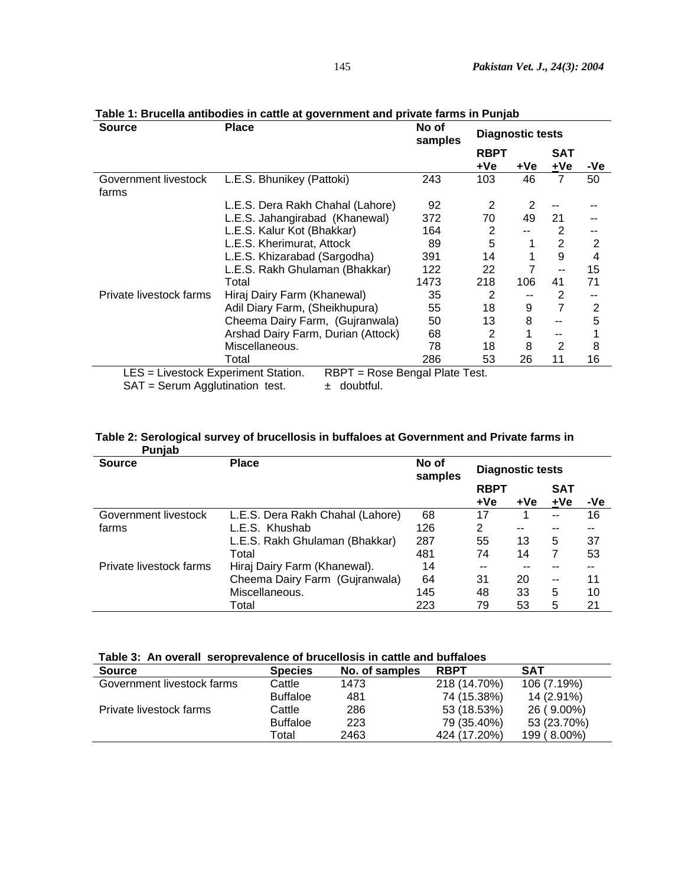**Table 1: Brucella antibodies in cattle at government and private farms in Punjab**

| Source | Place | No of samples | Diagnostic tests | | | |
|---|---|---|---|---|---|---|
| | | | RBPT | SAT | | |
| | | | +Ve | +Ve | ±Ve | -Ve |
| Government livestock farms | L.E.S. Bhunikey (Pattoki) | 243 | 103 | 46 | 7 | 50 |
| | L.E.S. Dera Rakh Chahal (Lahore) | 92 | 2 | 2 | -- | -- |
| | L.E.S. Jahangirabad (Khanewal) | 372 | 70 | 49 | 21 | -- |
| | L.E.S. Kalur Kot (Bhakkar) | 164 | 2 | -- | 2 | -- |
| | L.E.S. Kherimurat, Attock | 89 | 5 | 1 | 2 | 2 |
| | L.E.S. Khizarabad (Sargodha) | 391 | 14 | 1 | 9 | 4 |
| | L.E.S. Rakh Ghulaman (Bhakkar) | 122 | 22 | 7 | -- | 15 |
| | Total | 1473 | 218 | 106 | 41 | 71 |
| Private livestock farms | Hiraj Dairy Farm (Khanewal) | 35 | 2 | -- | 2 | -- |
| | Adil Diary Farm, (Sheikhupura) | 55 | 18 | 9 | 7 | 2 |
| | Cheema Dairy Farm, (Gujranwala) | 50 | 13 | 8 | -- | 5 |
| | Arshad Dairy Farm, Durian (Attock) | 68 | 2 | 1 | -- | 1 |
| | Miscellaneous. | 78 | 18 | 8 | 2 | 8 |
| | Total | 286 | 53 | 26 | 11 | 16 |

LES = Livestock Experiment Station. RBPT = Rose Bengal Plate Test.
SAT = Serum Agglutination test. ± doubtful.

**Table 2: Serological survey of brucellosis in buffaloes at Government and Private farms in Punjab**

| Source | Place | No of samples | Diagnostic tests | | | |
|---|---|---|---|---|---|---|
| | | | RBPT | SAT | | |
| | | | +Ve | +Ve | ±Ve | -Ve |
| Government livestock farms | L.E.S. Dera Rakh Chahal (Lahore) | 68 | 17 | 1 | -- | 16 |
| | L.E.S. Khushab | 126 | 2 | -- | -- | -- |
| | L.E.S. Rakh Ghulaman (Bhakkar) | 287 | 55 | 13 | 5 | 37 |
| | Total | 481 | 74 | 14 | 7 | 53 |
| Private livestock farms | Hiraj Dairy Farm (Khanewal). | 14 | -- | -- | -- | -- |
| | Cheema Dairy Farm (Gujranwala) | 64 | 31 | 20 | -- | 11 |
| | Miscellaneous. | 145 | 48 | 33 | 5 | 10 |
| | Total | 223 | 79 | 53 | 5 | 21 |

**Table 3: An overall seroprevalence of brucellosis in cattle and buffaloes**

| Source | Species | No. of samples | RBPT | SAT |
|---|---|---|---|---|
| Government livestock farms | Cattle | 1473 | 218 (14.70%) | 106 (7.19%) |
| | Buffaloe | 481 | 74 (15.38%) | 14 (2.91%) |
| Private livestock farms | Cattle | 286 | 53 (18.53%) | 26 ( 9.00%) |
| | Buffaloe | 223 | 79 (35.40%) | 53 (23.70%) |
| | Total | 2463 | 424 (17.20%) | 199 ( 8.00%) |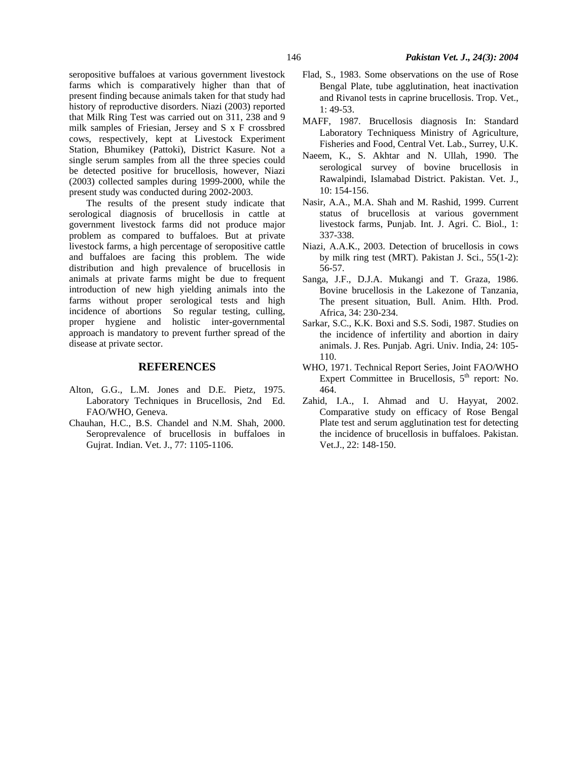seropositive buffaloes at various government livestock farms which is comparatively higher than that of present finding because animals taken for that study had history of reproductive disorders. Niazi (2003) reported that Milk Ring Test was carried out on 311, 238 and 9 milk samples of Friesian, Jersey and S x F crossbred cows, respectively, kept at Livestock Experiment Station, Bhumikey (Pattoki), District Kasure. Not a single serum samples from all the three species could be detected positive for brucellosis, however, Niazi (2003) collected samples during 1999-2000, while the present study was conducted during 2002-2003.

The results of the present study indicate that serological diagnosis of brucellosis in cattle at government livestock farms did not produce major problem as compared to buffaloes. But at private livestock farms, a high percentage of seropositive cattle and buffaloes are facing this problem. The wide distribution and high prevalence of brucellosis in animals at private farms might be due to frequent introduction of new high yielding animals into the farms without proper serological tests and high incidence of abortions So regular testing, culling, proper hygiene and holistic inter-governmental approach is mandatory to prevent further spread of the disease at private sector.

## REFERENCES

Alton, G.G., L.M. Jones and D.E. Pietz, 1975. Laboratory Techniques in Brucellosis, 2nd Ed. FAO/WHO, Geneva.

Chauhan, H.C., B.S. Chandel and N.M. Shah, 2000. Seroprevalence of brucellosis in buffaloes in Gujrat. Indian. Vet. J., 77: 1105-1106.

Flad, S., 1983. Some observations on the use of Rose Bengal Plate, tube agglutination, heat inactivation and Rivanol tests in caprine brucellosis. Trop. Vet., 1: 49-53.

MAFF, 1987. Brucellosis diagnosis In: Standard Laboratory Techniquess Ministry of Agriculture, Fisheries and Food, Central Vet. Lab., Surrey, U.K.

Naeem, K., S. Akhtar and N. Ullah, 1990. The serological survey of bovine brucellosis in Rawalpindi, Islamabad District. Pakistan. Vet. J., 10: 154-156.

Nasir, A.A., M.A. Shah and M. Rashid, 1999. Current status of brucellosis at various government livestock farms, Punjab. Int. J. Agri. C. Biol., 1: 337-338.

Niazi, A.A.K., 2003. Detection of brucellosis in cows by milk ring test (MRT). Pakistan J. Sci., 55(1-2): 56-57.

Sanga, J.F., D.J.A. Mukangi and T. Graza, 1986. Bovine brucellosis in the Lakezone of Tanzania, The present situation, Bull. Anim. Hlth. Prod. Africa, 34: 230-234.

Sarkar, S.C., K.K. Boxi and S.S. Sodi, 1987. Studies on the incidence of infertility and abortion in dairy animals. J. Res. Punjab. Agri. Univ. India, 24: 105-110.

WHO, 1971. Technical Report Series, Joint FAO/WHO Expert Committee in Brucellosis, 5th report: No. 464.

Zahid, I.A., I. Ahmad and U. Hayyat, 2002. Comparative study on efficacy of Rose Bengal Plate test and serum agglutination test for detecting the incidence of brucellosis in buffaloes. Pakistan. Vet.J., 22: 148-150.